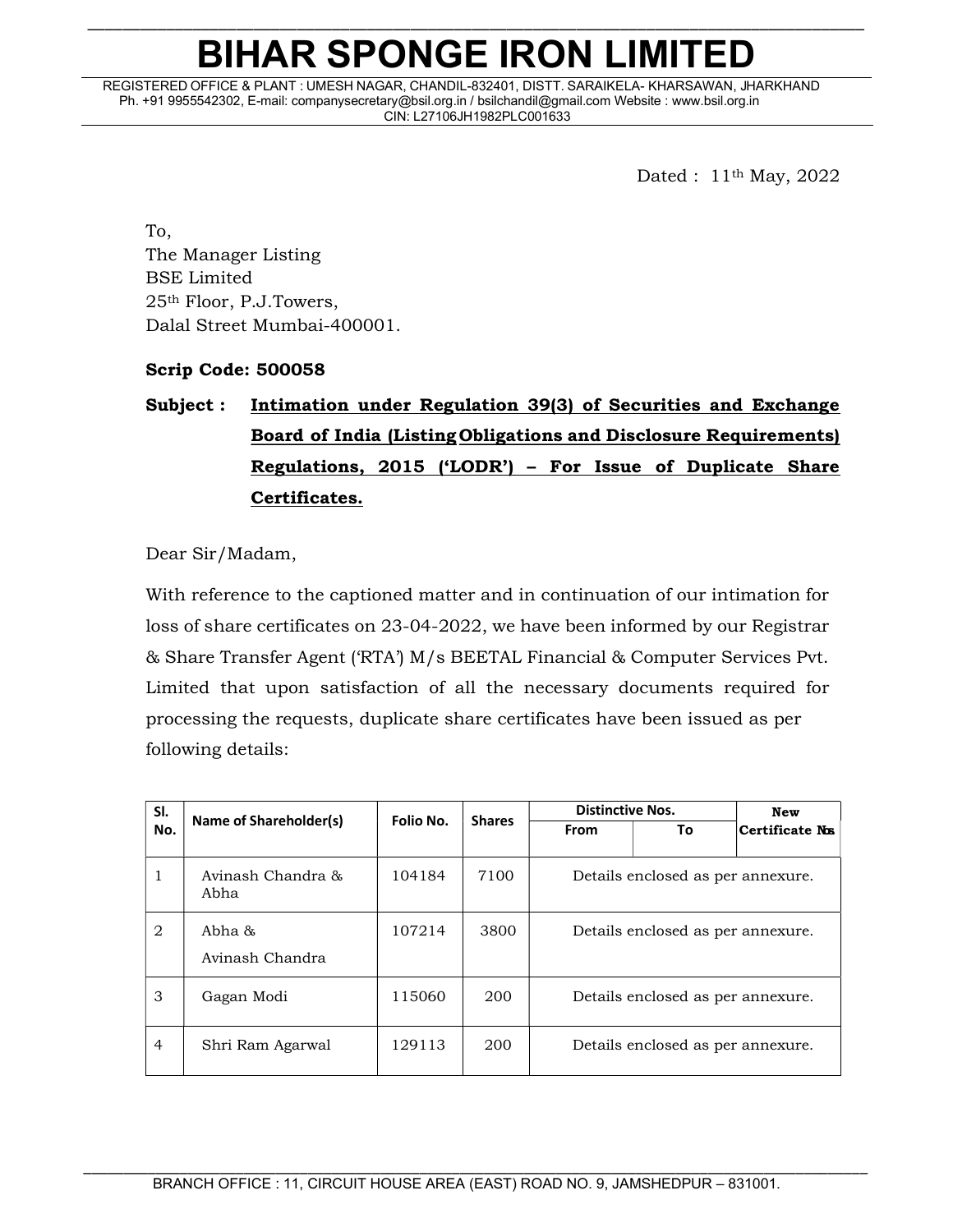# BIHAR SPONGE IRON LIMITED

REGISTERED OFFICE & PLANT : UMESH NAGAR, CHANDIL-832401, DISTT. SARAIKELA- KHARSAWAN, JHARKHAND
Ph. +91 9955542302, E-mail: companysecretary@bsil.org.in / bsilchandil@gmail.com Website : www.bsil.org.in
CIN: L27106JH1982PLC001633

Dated : 11th May, 2022

To,
The Manager Listing
BSE Limited
25th Floor, P.J.Towers,
Dalal Street Mumbai-400001.

**Scrip Code: 500058**

**Subject : Intimation under Regulation 39(3) of Securities and Exchange Board of India (Listing Obligations and Disclosure Requirements) Regulations, 2015 ('LODR') – For Issue of Duplicate Share Certificates.**

Dear Sir/Madam,

With reference to the captioned matter and in continuation of our intimation for loss of share certificates on 23-04-2022, we have been informed by our Registrar & Share Transfer Agent ('RTA') M/s BEETAL Financial & Computer Services Pvt. Limited that upon satisfaction of all the necessary documents required for processing the requests, duplicate share certificates have been issued as per following details:

| Sl. No. | Name of Shareholder(s) | Folio No. | Shares | Distinctive Nos. | | New Certificate Nos. |
|---|---|---|---|---|---|---|
| | | | | From | To | |
| 1 | Avinash Chandra & Abha | 104184 | 7100 | Details enclosed as per annexure. | | |
| 2 | Abha & Avinash Chandra | 107214 | 3800 | Details enclosed as per annexure. | | |
| 3 | Gagan Modi | 115060 | 200 | Details enclosed as per annexure. | | |
| 4 | Shri Ram Agarwal | 129113 | 200 | Details enclosed as per annexure. | | |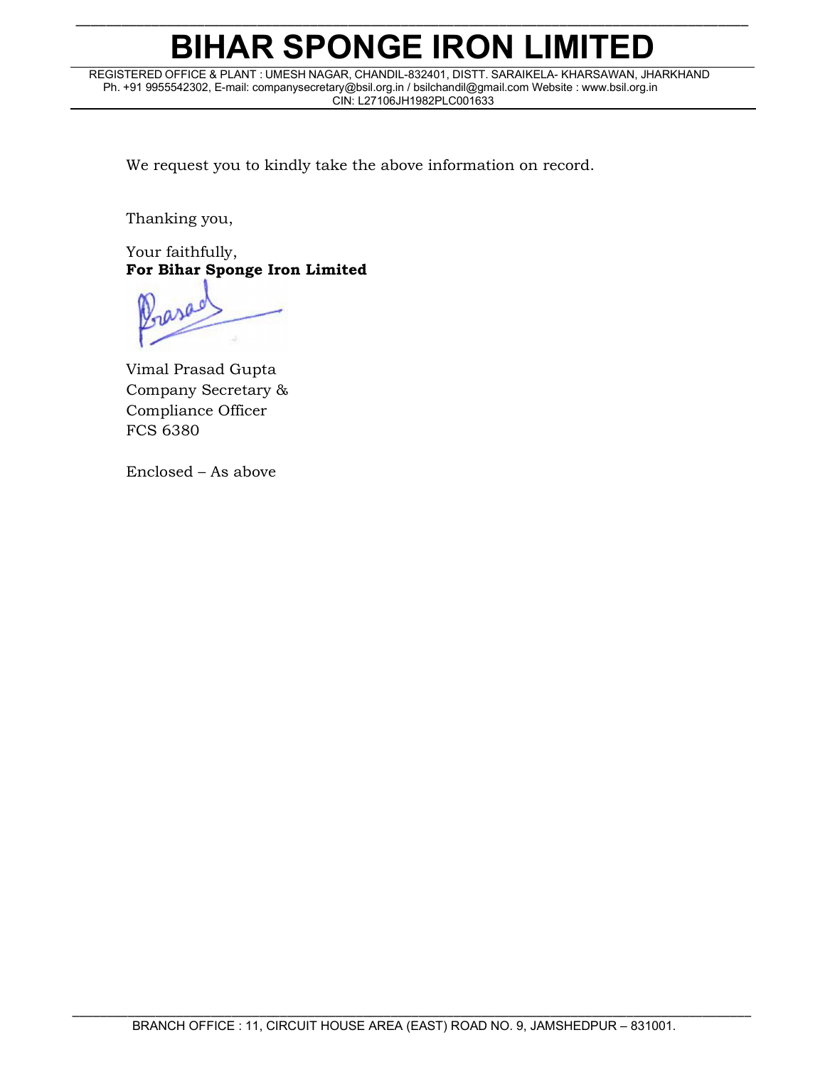We request you to kindly take the above information on record.

Thanking you,

Your faithfully,
**For Bihar Sponge Iron Limited**

Vimal Prasad Gupta
Company Secretary &
Compliance Officer
FCS 6380

Enclosed – As above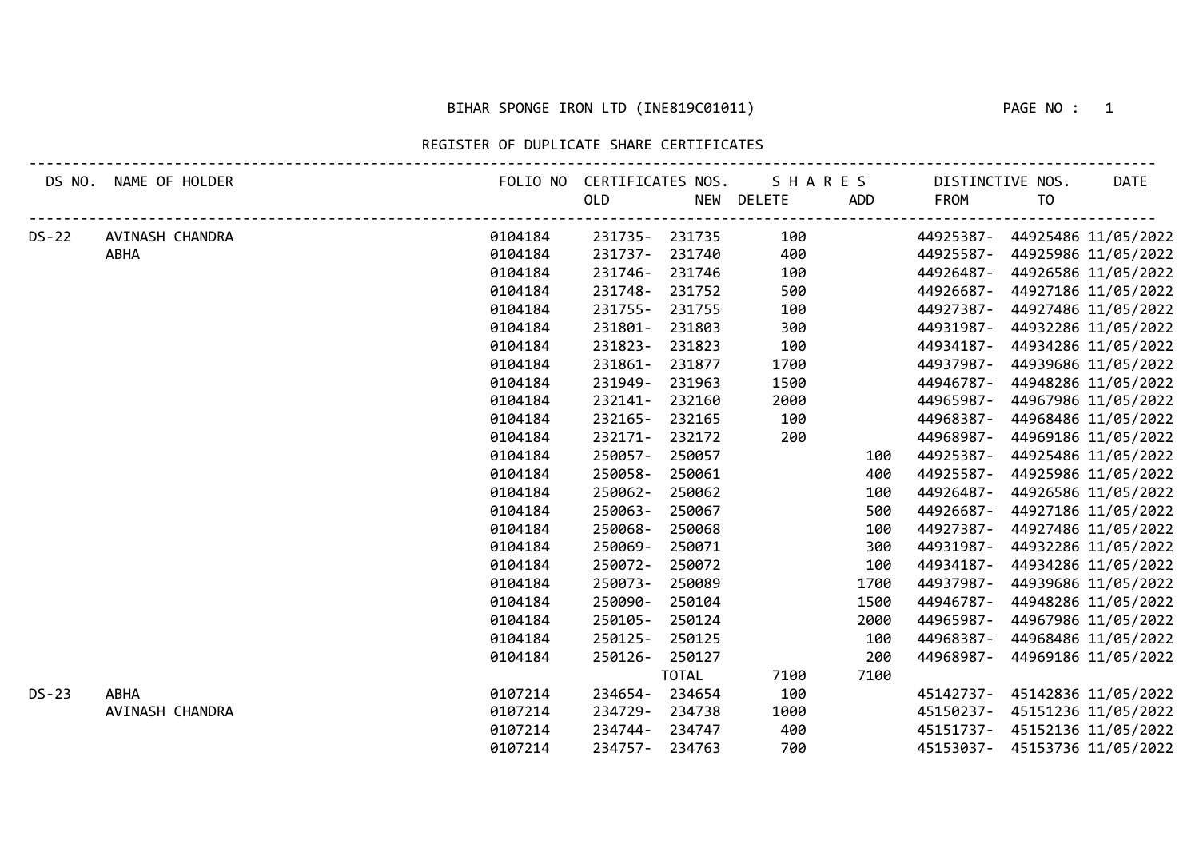BIHAR SPONGE IRON LTD (INE819C01011)

PAGE NO : 1

REGISTER OF DUPLICATE SHARE CERTIFICATES

| DS NO. | NAME OF HOLDER | FOLIO NO | CERTIFICATES NOS. OLD | NEW | SHARES DELETE | ADD | DISTINCTIVE NOS. FROM | TO | DATE |
|---|---|---|---|---|---|---|---|---|---|
| DS-22 | AVINASH CHANDRA | 0104184 | 231735- | 231735 | 100 | | 44925387- | 44925486 | 11/05/2022 |
| | ABHA | 0104184 | 231737- | 231740 | 400 | | 44925587- | 44925986 | 11/05/2022 |
| | | 0104184 | 231746- | 231746 | 100 | | 44926487- | 44926586 | 11/05/2022 |
| | | 0104184 | 231748- | 231752 | 500 | | 44926687- | 44927186 | 11/05/2022 |
| | | 0104184 | 231755- | 231755 | 100 | | 44927387- | 44927486 | 11/05/2022 |
| | | 0104184 | 231801- | 231803 | 300 | | 44931987- | 44932286 | 11/05/2022 |
| | | 0104184 | 231823- | 231823 | 100 | | 44934187- | 44934286 | 11/05/2022 |
| | | 0104184 | 231861- | 231877 | 1700 | | 44937987- | 44939686 | 11/05/2022 |
| | | 0104184 | 231949- | 231963 | 1500 | | 44946787- | 44948286 | 11/05/2022 |
| | | 0104184 | 232141- | 232160 | 2000 | | 44965987- | 44967986 | 11/05/2022 |
| | | 0104184 | 232165- | 232165 | 100 | | 44968387- | 44968486 | 11/05/2022 |
| | | 0104184 | 232171- | 232172 | 200 | | 44968987- | 44969186 | 11/05/2022 |
| | | 0104184 | 250057- | 250057 | | 100 | 44925387- | 44925486 | 11/05/2022 |
| | | 0104184 | 250058- | 250061 | | 400 | 44925587- | 44925986 | 11/05/2022 |
| | | 0104184 | 250062- | 250062 | | 100 | 44926487- | 44926586 | 11/05/2022 |
| | | 0104184 | 250063- | 250067 | | 500 | 44926687- | 44927186 | 11/05/2022 |
| | | 0104184 | 250068- | 250068 | | 100 | 44927387- | 44927486 | 11/05/2022 |
| | | 0104184 | 250069- | 250071 | | 300 | 44931987- | 44932286 | 11/05/2022 |
| | | 0104184 | 250072- | 250072 | | 100 | 44934187- | 44934286 | 11/05/2022 |
| | | 0104184 | 250073- | 250089 | | 1700 | 44937987- | 44939686 | 11/05/2022 |
| | | 0104184 | 250090- | 250104 | | 1500 | 44946787- | 44948286 | 11/05/2022 |
| | | 0104184 | 250105- | 250124 | | 2000 | 44965987- | 44967986 | 11/05/2022 |
| | | 0104184 | 250125- | 250125 | | 100 | 44968387- | 44968486 | 11/05/2022 |
| | | 0104184 | 250126- | 250127 | | 200 | 44968987- | 44969186 | 11/05/2022 |
| | | | | TOTAL | 7100 | 7100 | | | |
| DS-23 | ABHA | 0107214 | 234654- | 234654 | 100 | | 45142737- | 45142836 | 11/05/2022 |
| | AVINASH CHANDRA | 0107214 | 234729- | 234738 | 1000 | | 45150237- | 45151236 | 11/05/2022 |
| | | 0107214 | 234744- | 234747 | 400 | | 45151737- | 45152136 | 11/05/2022 |
| | | 0107214 | 234757- | 234763 | 700 | | 45153037- | 45153736 | 11/05/2022 |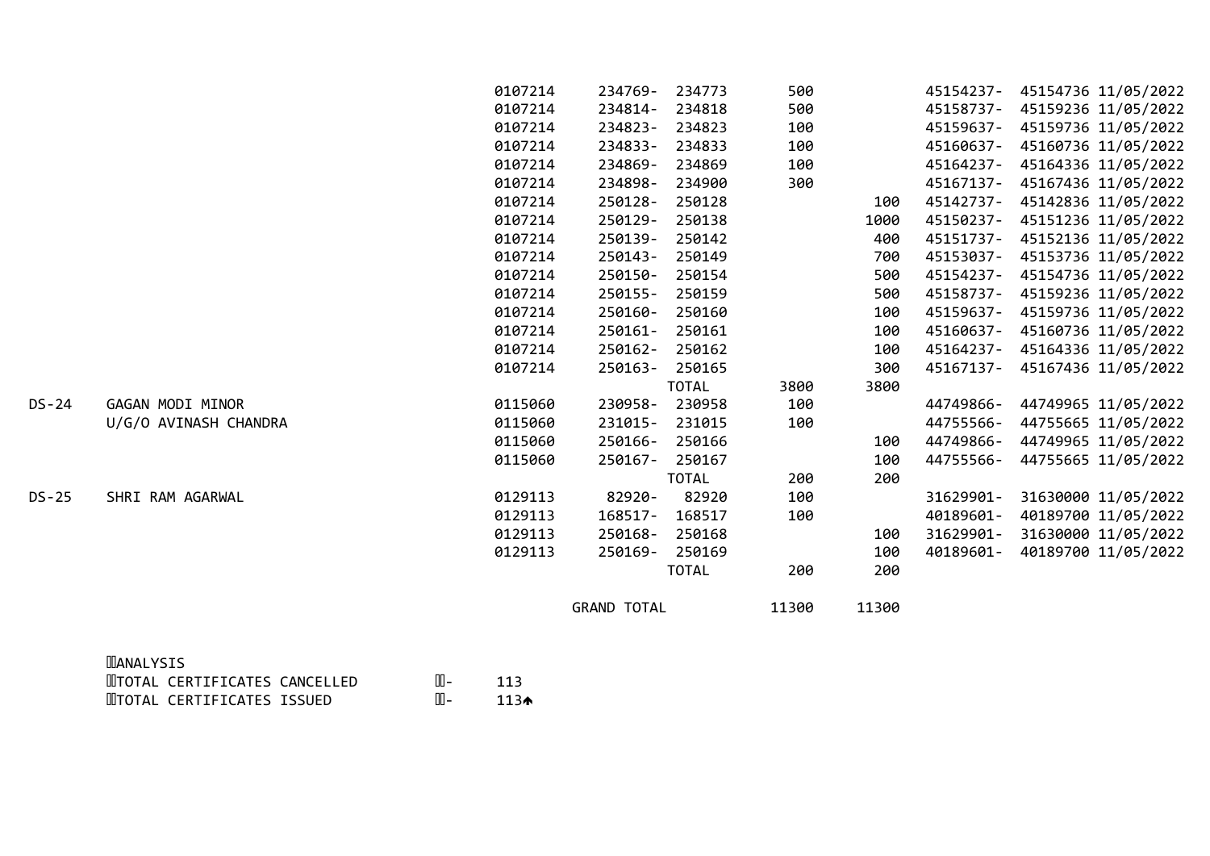| | | | | | | | | | |
|---|---|---|---|---|---|---|---|---|---|
| | | 0107214 | 234769- | 234773 | 500 | | 45154237- | 45154736 | 11/05/2022 |
| | | 0107214 | 234814- | 234818 | 500 | | 45158737- | 45159236 | 11/05/2022 |
| | | 0107214 | 234823- | 234823 | 100 | | 45159637- | 45159736 | 11/05/2022 |
| | | 0107214 | 234833- | 234833 | 100 | | 45160637- | 45160736 | 11/05/2022 |
| | | 0107214 | 234869- | 234869 | 100 | | 45164237- | 45164336 | 11/05/2022 |
| | | 0107214 | 234898- | 234900 | 300 | | 45167137- | 45167436 | 11/05/2022 |
| | | 0107214 | 250128- | 250128 | | 100 | 45142737- | 45142836 | 11/05/2022 |
| | | 0107214 | 250129- | 250138 | | 1000 | 45150237- | 45151236 | 11/05/2022 |
| | | 0107214 | 250139- | 250142 | | 400 | 45151737- | 45152136 | 11/05/2022 |
| | | 0107214 | 250143- | 250149 | | 700 | 45153037- | 45153736 | 11/05/2022 |
| | | 0107214 | 250150- | 250154 | | 500 | 45154237- | 45154736 | 11/05/2022 |
| | | 0107214 | 250155- | 250159 | | 500 | 45158737- | 45159236 | 11/05/2022 |
| | | 0107214 | 250160- | 250160 | | 100 | 45159637- | 45159736 | 11/05/2022 |
| | | 0107214 | 250161- | 250161 | | 100 | 45160637- | 45160736 | 11/05/2022 |
| | | 0107214 | 250162- | 250162 | | 100 | 45164237- | 45164336 | 11/05/2022 |
| | | 0107214 | 250163- | 250165 | | 300 | 45167137- | 45167436 | 11/05/2022 |
| | | | | TOTAL | 3800 | 3800 | | | |
| DS-24 | GAGAN MODI MINOR | 0115060 | 230958- | 230958 | 100 | | 44749866- | 44749965 | 11/05/2022 |
| | U/G/O AVINASH CHANDRA | 0115060 | 231015- | 231015 | 100 | | 44755566- | 44755665 | 11/05/2022 |
| | | 0115060 | 250166- | 250166 | | 100 | 44749866- | 44749965 | 11/05/2022 |
| | | 0115060 | 250167- | 250167 | | 100 | 44755566- | 44755665 | 11/05/2022 |
| | | | | TOTAL | 200 | 200 | | | |
| DS-25 | SHRI RAM AGARWAL | 0129113 | 82920- | 82920 | 100 | | 31629901- | 31630000 | 11/05/2022 |
| | | 0129113 | 168517- | 168517 | 100 | | 40189601- | 40189700 | 11/05/2022 |
| | | 0129113 | 250168- | 250168 | | 100 | 31629901- | 31630000 | 11/05/2022 |
| | | 0129113 | 250169- | 250169 | | 100 | 40189601- | 40189700 | 11/05/2022 |
| | | | | TOTAL | 200 | 200 | | | |
| | | | GRAND TOTAL | | 11300 | 11300 | | | |

ANALYSIS

TOTAL CERTIFICATES CANCELLED - 113

TOTAL CERTIFICATES ISSUED - 113